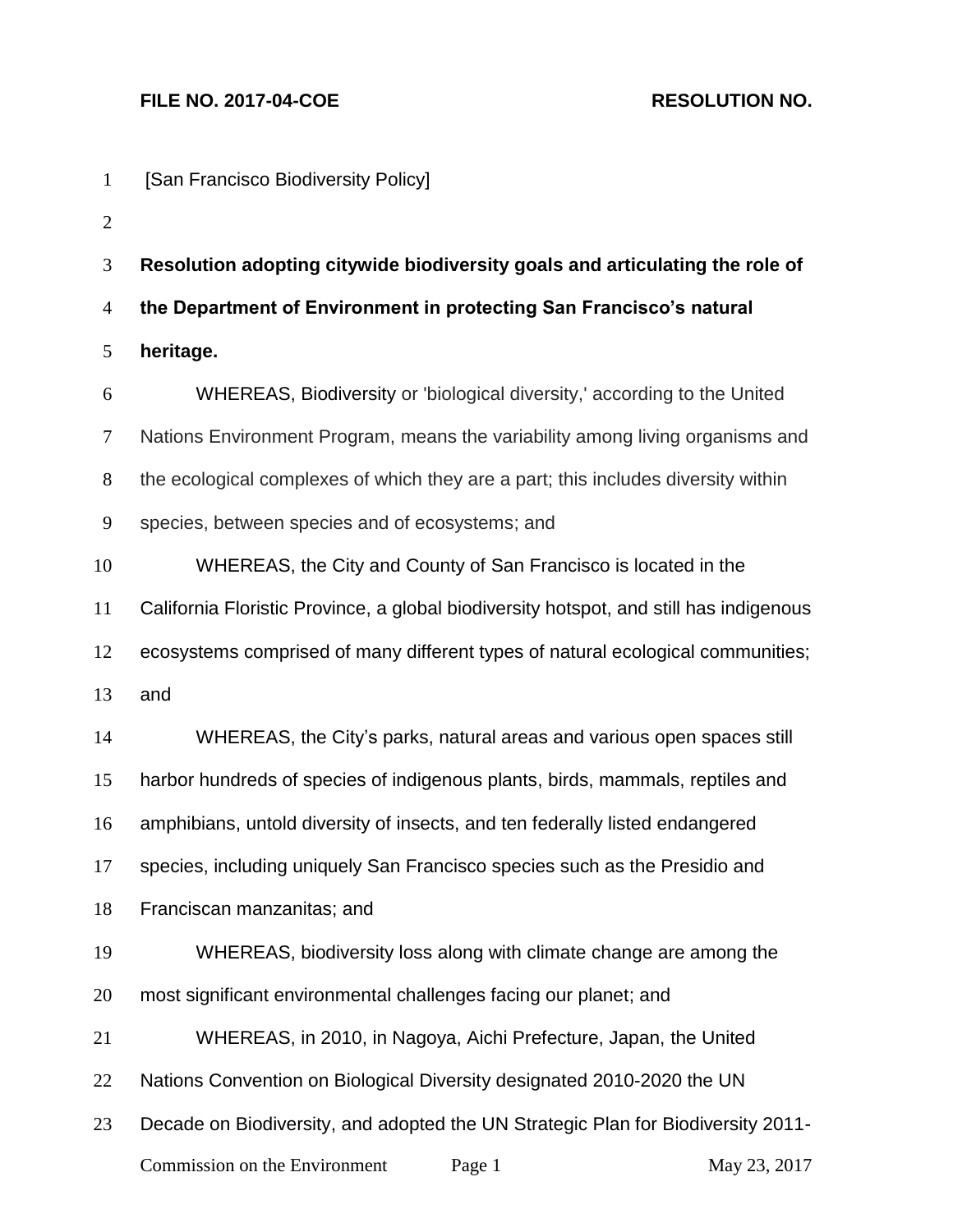**FILE NO. 2017-04-COE** **RESOLUTION NO.**

[San Francisco Biodiversity Policy]

**Resolution adopting citywide biodiversity goals and articulating the role of the Department of Environment in protecting San Francisco's natural heritage.**

WHEREAS, Biodiversity or 'biological diversity,' according to the United Nations Environment Program, means the variability among living organisms and the ecological complexes of which they are a part; this includes diversity within species, between species and of ecosystems; and

WHEREAS, the City and County of San Francisco is located in the California Floristic Province, a global biodiversity hotspot, and still has indigenous ecosystems comprised of many different types of natural ecological communities; and

WHEREAS, the City's parks, natural areas and various open spaces still harbor hundreds of species of indigenous plants, birds, mammals, reptiles and amphibians, untold diversity of insects, and ten federally listed endangered species, including uniquely San Francisco species such as the Presidio and Franciscan manzanitas; and

WHEREAS, biodiversity loss along with climate change are among the most significant environmental challenges facing our planet; and

WHEREAS, in 2010, in Nagoya, Aichi Prefecture, Japan, the United Nations Convention on Biological Diversity designated 2010-2020 the UN Decade on Biodiversity, and adopted the UN Strategic Plan for Biodiversity 2011-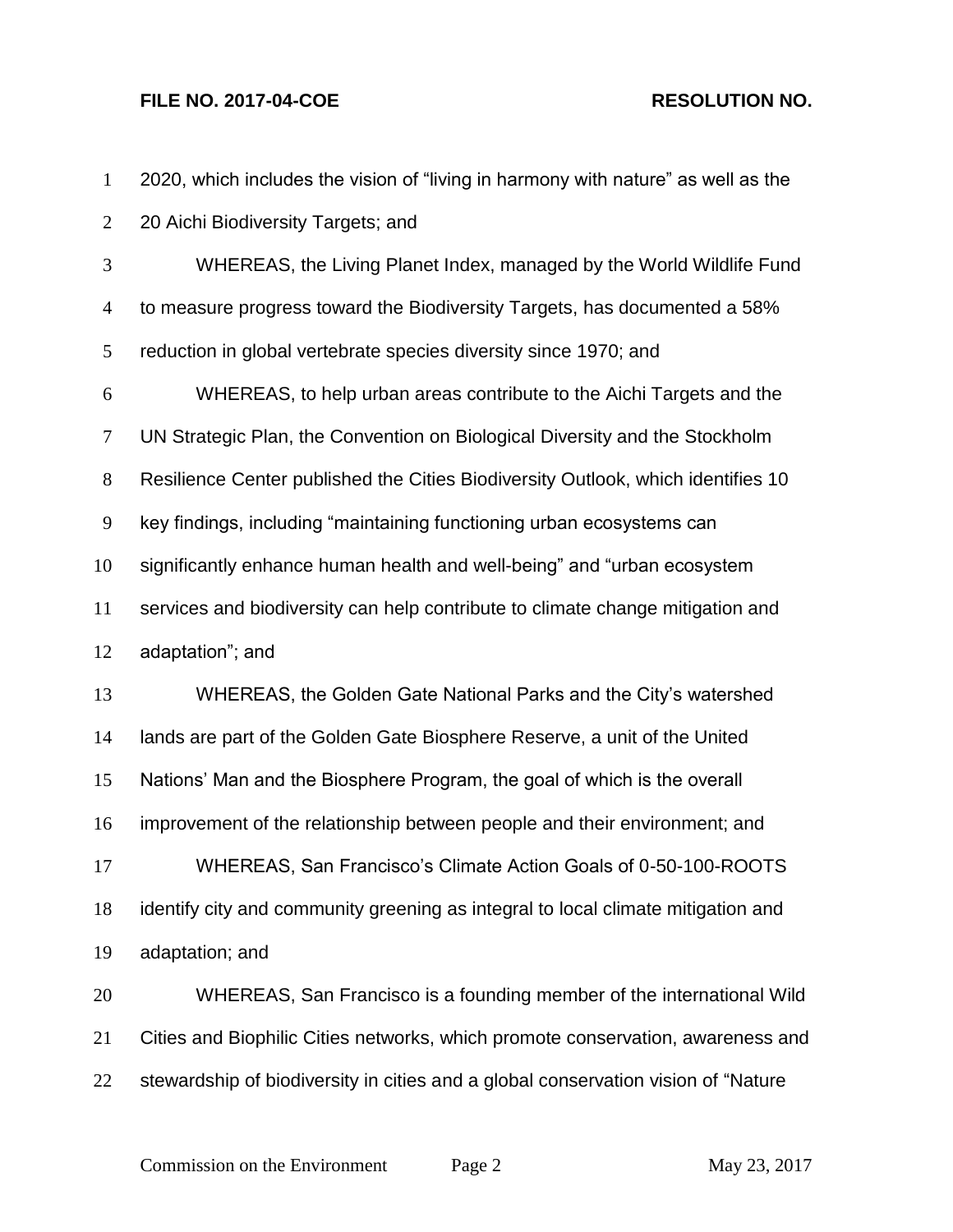2020, which includes the vision of “living in harmony with nature” as well as the 20 Aichi Biodiversity Targets; and

WHEREAS, the Living Planet Index, managed by the World Wildlife Fund to measure progress toward the Biodiversity Targets, has documented a 58% reduction in global vertebrate species diversity since 1970; and

WHEREAS, to help urban areas contribute to the Aichi Targets and the UN Strategic Plan, the Convention on Biological Diversity and the Stockholm Resilience Center published the Cities Biodiversity Outlook, which identifies 10 key findings, including “maintaining functioning urban ecosystems can significantly enhance human health and well-being” and “urban ecosystem services and biodiversity can help contribute to climate change mitigation and adaptation”; and

WHEREAS, the Golden Gate National Parks and the City’s watershed lands are part of the Golden Gate Biosphere Reserve, a unit of the United Nations’ Man and the Biosphere Program, the goal of which is the overall improvement of the relationship between people and their environment; and

WHEREAS, San Francisco’s Climate Action Goals of 0-50-100-ROOTS identify city and community greening as integral to local climate mitigation and adaptation; and

WHEREAS, San Francisco is a founding member of the international Wild Cities and Biophilic Cities networks, which promote conservation, awareness and stewardship of biodiversity in cities and a global conservation vision of “Nature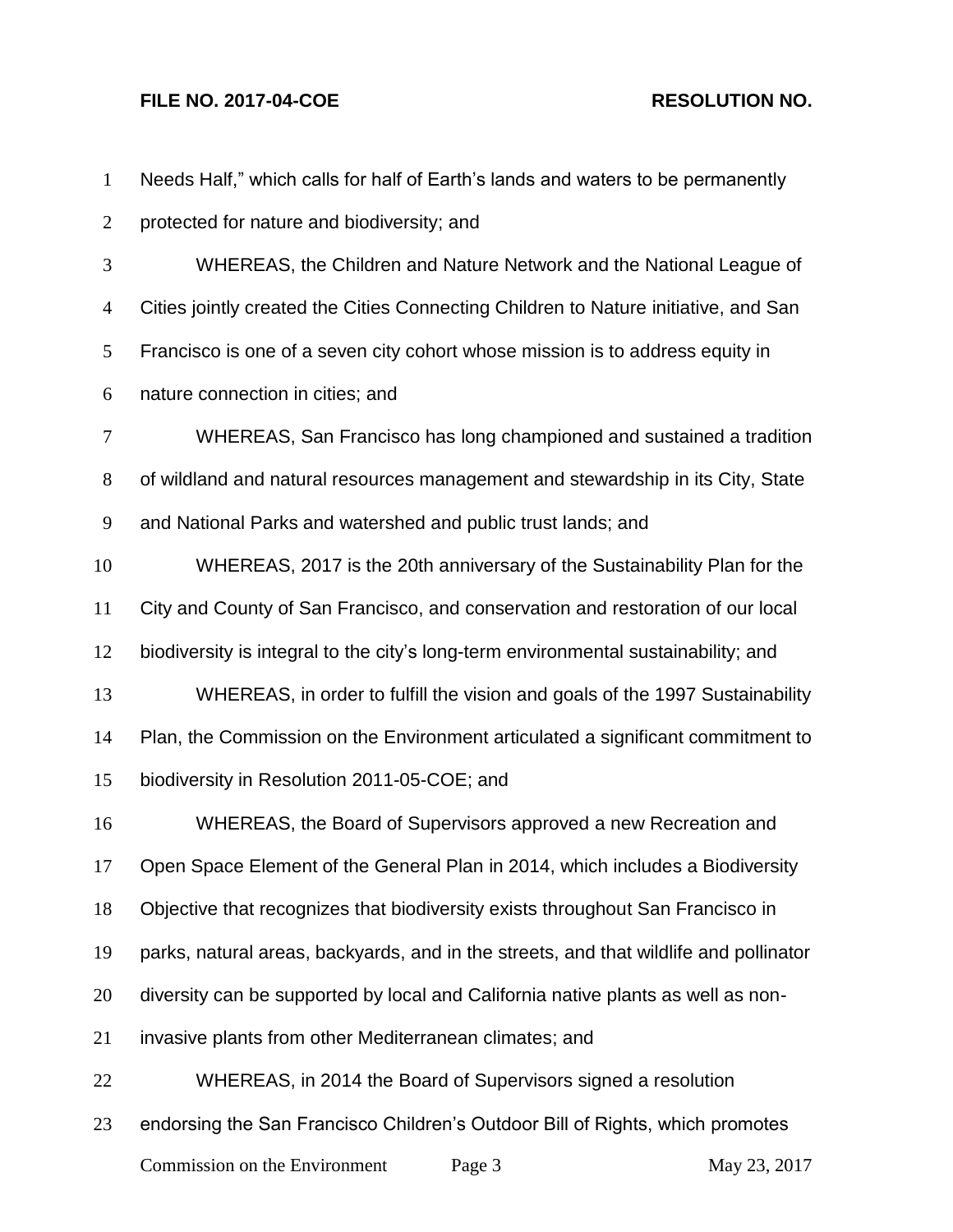Needs Half," which calls for half of Earth's lands and waters to be permanently protected for nature and biodiversity; and

WHEREAS, the Children and Nature Network and the National League of Cities jointly created the Cities Connecting Children to Nature initiative, and San Francisco is one of a seven city cohort whose mission is to address equity in nature connection in cities; and

WHEREAS, San Francisco has long championed and sustained a tradition of wildland and natural resources management and stewardship in its City, State and National Parks and watershed and public trust lands; and

WHEREAS, 2017 is the 20th anniversary of the Sustainability Plan for the City and County of San Francisco, and conservation and restoration of our local biodiversity is integral to the city's long-term environmental sustainability; and

WHEREAS, in order to fulfill the vision and goals of the 1997 Sustainability Plan, the Commission on the Environment articulated a significant commitment to biodiversity in Resolution 2011-05-COE; and

WHEREAS, the Board of Supervisors approved a new Recreation and Open Space Element of the General Plan in 2014, which includes a Biodiversity Objective that recognizes that biodiversity exists throughout San Francisco in parks, natural areas, backyards, and in the streets, and that wildlife and pollinator diversity can be supported by local and California native plants as well as non-invasive plants from other Mediterranean climates; and

WHEREAS, in 2014 the Board of Supervisors signed a resolution endorsing the San Francisco Children's Outdoor Bill of Rights, which promotes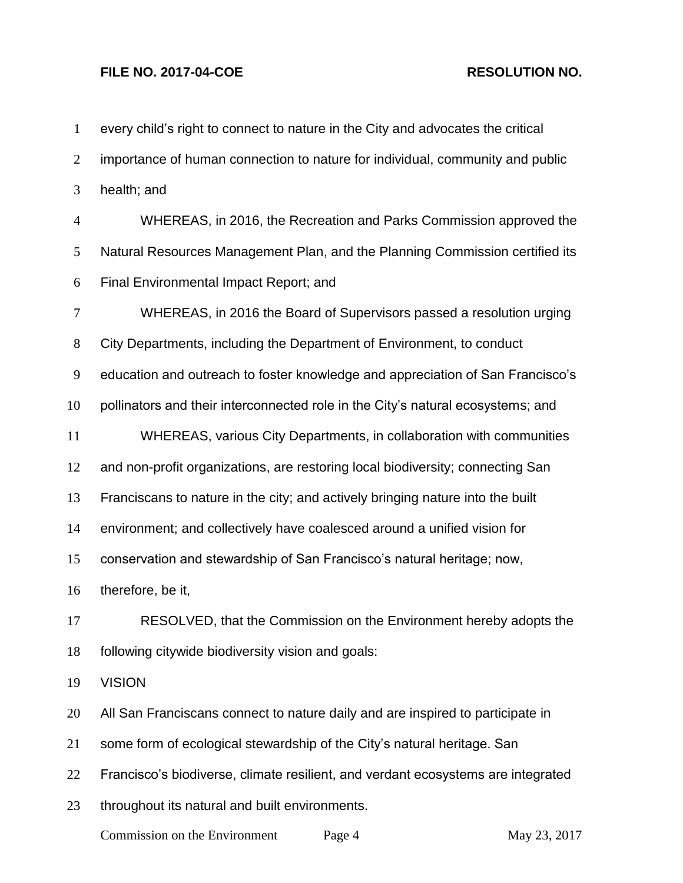every child's right to connect to nature in the City and advocates the critical importance of human connection to nature for individual, community and public health; and

WHEREAS, in 2016, the Recreation and Parks Commission approved the Natural Resources Management Plan, and the Planning Commission certified its Final Environmental Impact Report; and

WHEREAS, in 2016 the Board of Supervisors passed a resolution urging City Departments, including the Department of Environment, to conduct education and outreach to foster knowledge and appreciation of San Francisco's pollinators and their interconnected role in the City's natural ecosystems; and

WHEREAS, various City Departments, in collaboration with communities and non-profit organizations, are restoring local biodiversity; connecting San Franciscans to nature in the city; and actively bringing nature into the built environment; and collectively have coalesced around a unified vision for conservation and stewardship of San Francisco's natural heritage; now, therefore, be it,

RESOLVED, that the Commission on the Environment hereby adopts the following citywide biodiversity vision and goals:

VISION

All San Franciscans connect to nature daily and are inspired to participate in some form of ecological stewardship of the City's natural heritage. San Francisco's biodiverse, climate resilient, and verdant ecosystems are integrated throughout its natural and built environments.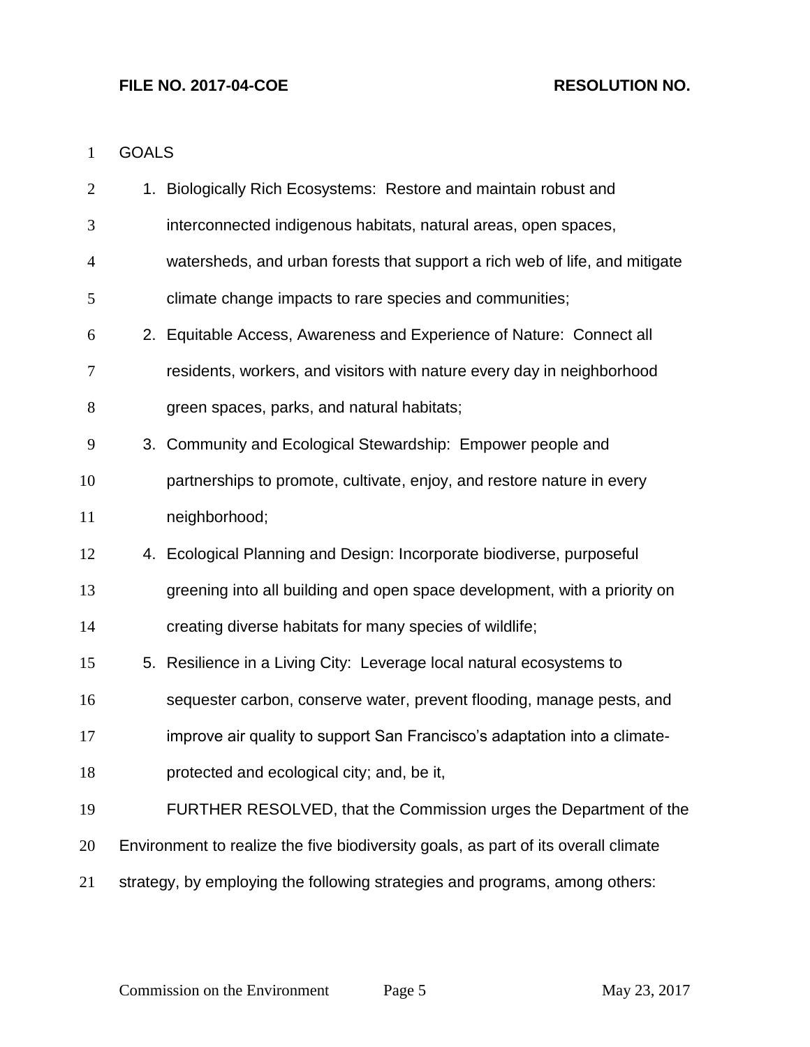GOALS

1. Biologically Rich Ecosystems: Restore and maintain robust and interconnected indigenous habitats, natural areas, open spaces, watersheds, and urban forests that support a rich web of life, and mitigate climate change impacts to rare species and communities;
2. Equitable Access, Awareness and Experience of Nature: Connect all residents, workers, and visitors with nature every day in neighborhood green spaces, parks, and natural habitats;
3. Community and Ecological Stewardship: Empower people and partnerships to promote, cultivate, enjoy, and restore nature in every neighborhood;
4. Ecological Planning and Design: Incorporate biodiverse, purposeful greening into all building and open space development, with a priority on creating diverse habitats for many species of wildlife;
5. Resilience in a Living City: Leverage local natural ecosystems to sequester carbon, conserve water, prevent flooding, manage pests, and improve air quality to support San Francisco's adaptation into a climate-protected and ecological city; and, be it,

FURTHER RESOLVED, that the Commission urges the Department of the Environment to realize the five biodiversity goals, as part of its overall climate strategy, by employing the following strategies and programs, among others: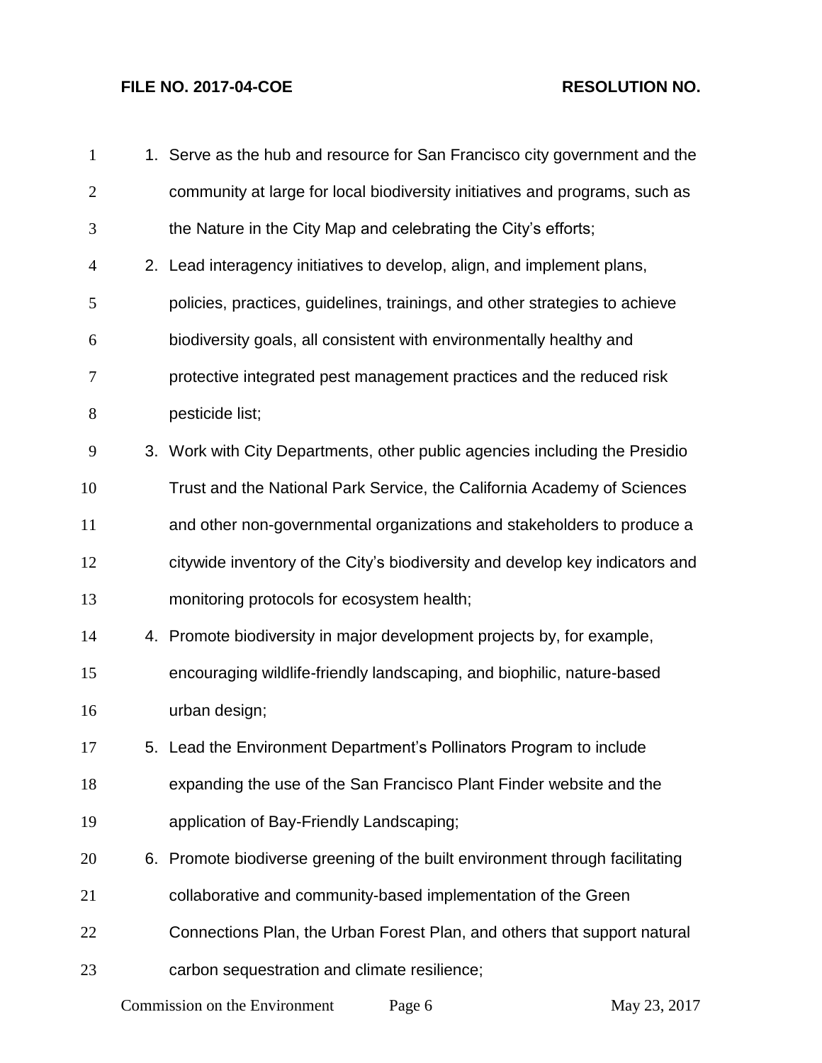1. Serve as the hub and resource for San Francisco city government and the community at large for local biodiversity initiatives and programs, such as the Nature in the City Map and celebrating the City's efforts;
2. Lead interagency initiatives to develop, align, and implement plans, policies, practices, guidelines, trainings, and other strategies to achieve biodiversity goals, all consistent with environmentally healthy and protective integrated pest management practices and the reduced risk pesticide list;
3. Work with City Departments, other public agencies including the Presidio Trust and the National Park Service, the California Academy of Sciences and other non-governmental organizations and stakeholders to produce a citywide inventory of the City's biodiversity and develop key indicators and monitoring protocols for ecosystem health;
4. Promote biodiversity in major development projects by, for example, encouraging wildlife-friendly landscaping, and biophilic, nature-based urban design;
5. Lead the Environment Department's Pollinators Program to include expanding the use of the San Francisco Plant Finder website and the application of Bay-Friendly Landscaping;
6. Promote biodiverse greening of the built environment through facilitating collaborative and community-based implementation of the Green Connections Plan, the Urban Forest Plan, and others that support natural carbon sequestration and climate resilience;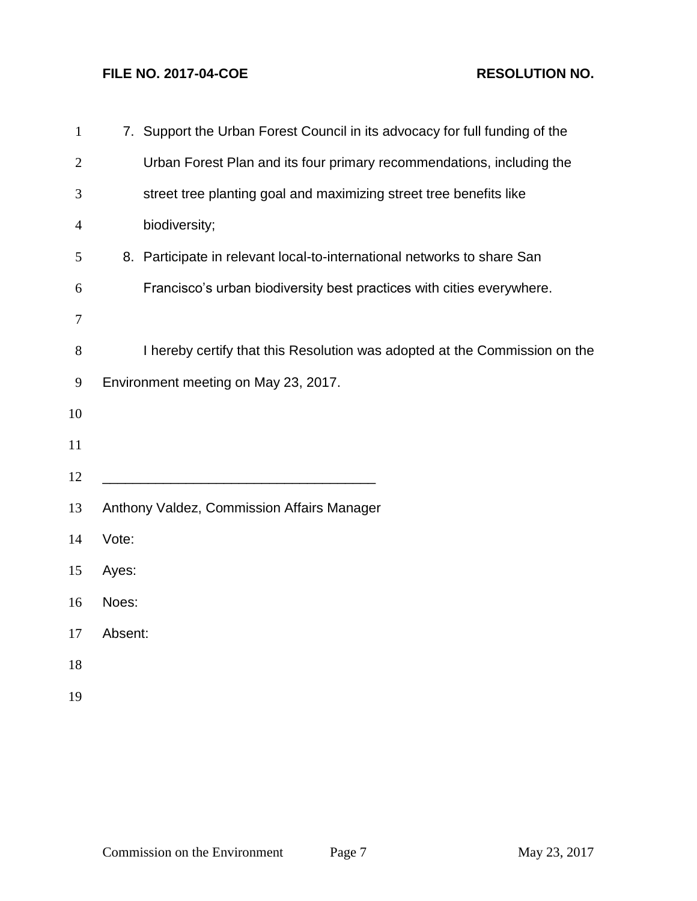7. Support the Urban Forest Council in its advocacy for full funding of the Urban Forest Plan and its four primary recommendations, including the street tree planting goal and maximizing street tree benefits like biodiversity;
8. Participate in relevant local-to-international networks to share San Francisco's urban biodiversity best practices with cities everywhere.

I hereby certify that this Resolution was adopted at the Commission on the Environment meeting on May 23, 2017.

____________________________________

Anthony Valdez, Commission Affairs Manager

Vote:

Ayes:

Noes:

Absent: